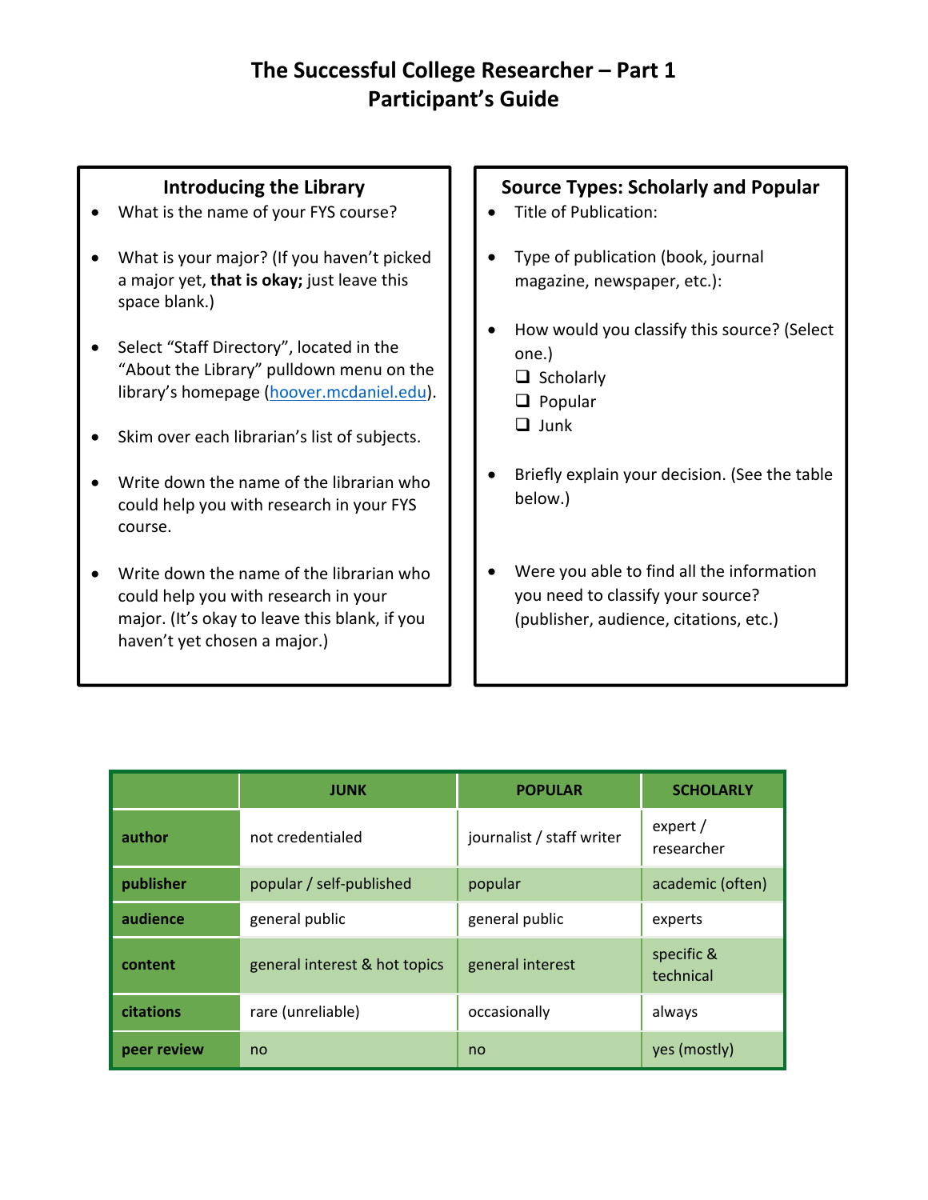# The Successful College Researcher – Part 1
# Participant's Guide

## Introducing the Library

- What is the name of your FYS course?
- What is your major? (If you haven't picked a major yet, **that is okay;** just leave this space blank.)
- Select "Staff Directory", located in the "About the Library" pulldown menu on the library's homepage (hoover.mcdaniel.edu).
- Skim over each librarian's list of subjects.
- Write down the name of the librarian who could help you with research in your FYS course.
- Write down the name of the librarian who could help you with research in your major. (It's okay to leave this blank, if you haven't yet chosen a major.)

## Source Types: Scholarly and Popular

- Title of Publication:
- Type of publication (book, journal magazine, newspaper, etc.):
- How would you classify this source? (Select one.)
  - ❑ Scholarly
  - ❑ Popular
  - ❑ Junk
- Briefly explain your decision. (See the table below.)
- Were you able to find all the information you need to classify your source? (publisher, audience, citations, etc.)

| | JUNK | POPULAR | SCHOLARLY |
|---|---|---|---|
| **author** | not credentialed | journalist / staff writer | expert / researcher |
| **publisher** | popular / self-published | popular | academic (often) |
| **audience** | general public | general public | experts |
| **content** | general interest & hot topics | general interest | specific & technical |
| **citations** | rare (unreliable) | occasionally | always |
| **peer review** | no | no | yes (mostly) |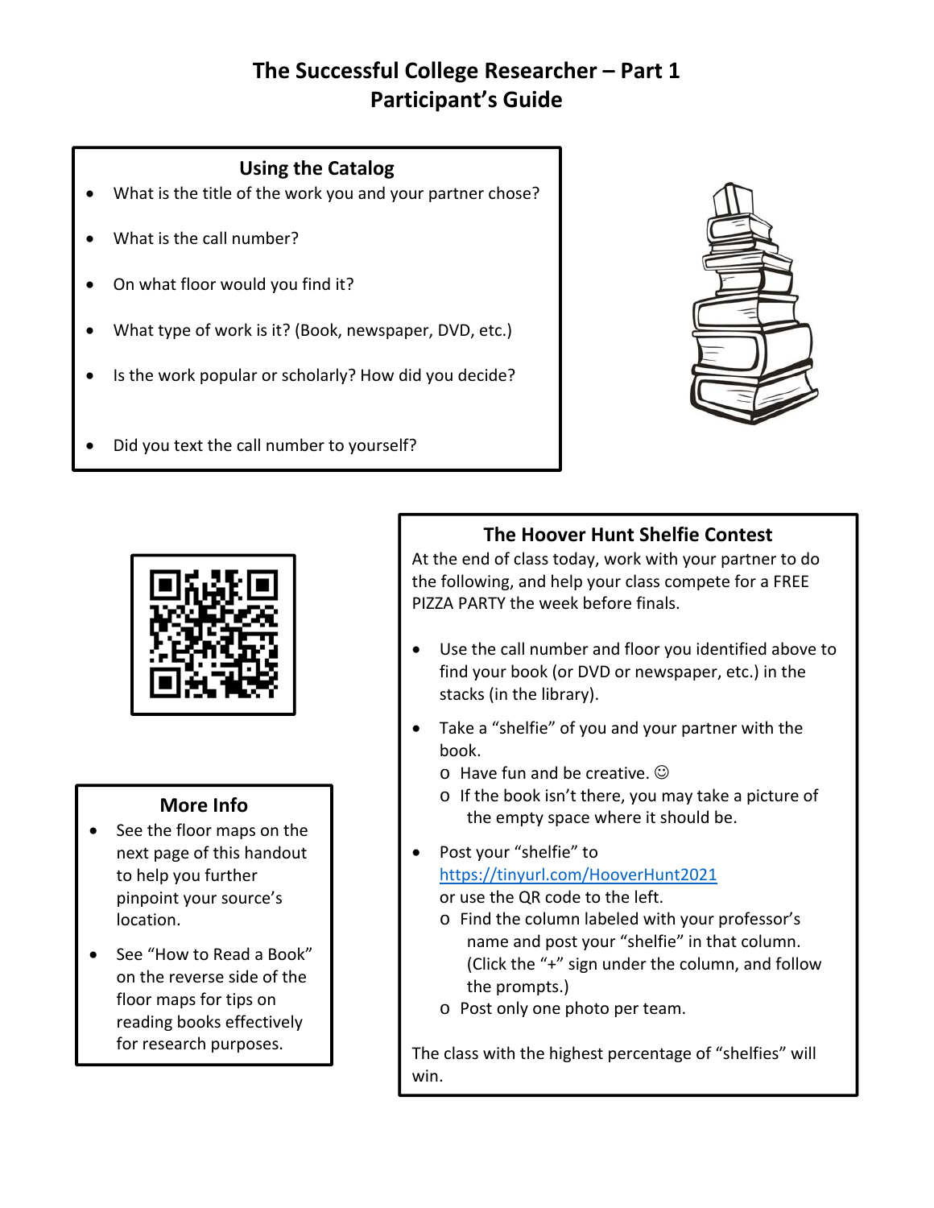# The Successful College Researcher – Part 1
# Participant's Guide

## Using the Catalog

- What is the title of the work you and your partner chose?
- What is the call number?
- On what floor would you find it?
- What type of work is it? (Book, newspaper, DVD, etc.)
- Is the work popular or scholarly? How did you decide?
- Did you text the call number to yourself?

## More Info

- See the floor maps on the next page of this handout to help you further pinpoint your source's location.
- See "How to Read a Book" on the reverse side of the floor maps for tips on reading books effectively for research purposes.

## The Hoover Hunt Shelfie Contest

At the end of class today, work with your partner to do the following, and help your class compete for a FREE PIZZA PARTY the week before finals.

- Use the call number and floor you identified above to find your book (or DVD or newspaper, etc.) in the stacks (in the library).
- Take a "shelfie" of you and your partner with the book.
  - Have fun and be creative. ☺
  - If the book isn't there, you may take a picture of the empty space where it should be.
- Post your "shelfie" to https://tinyurl.com/HooverHunt2021 or use the QR code to the left.
  - Find the column labeled with your professor's name and post your "shelfie" in that column. (Click the "+" sign under the column, and follow the prompts.)
  - Post only one photo per team.

The class with the highest percentage of "shelfies" will win.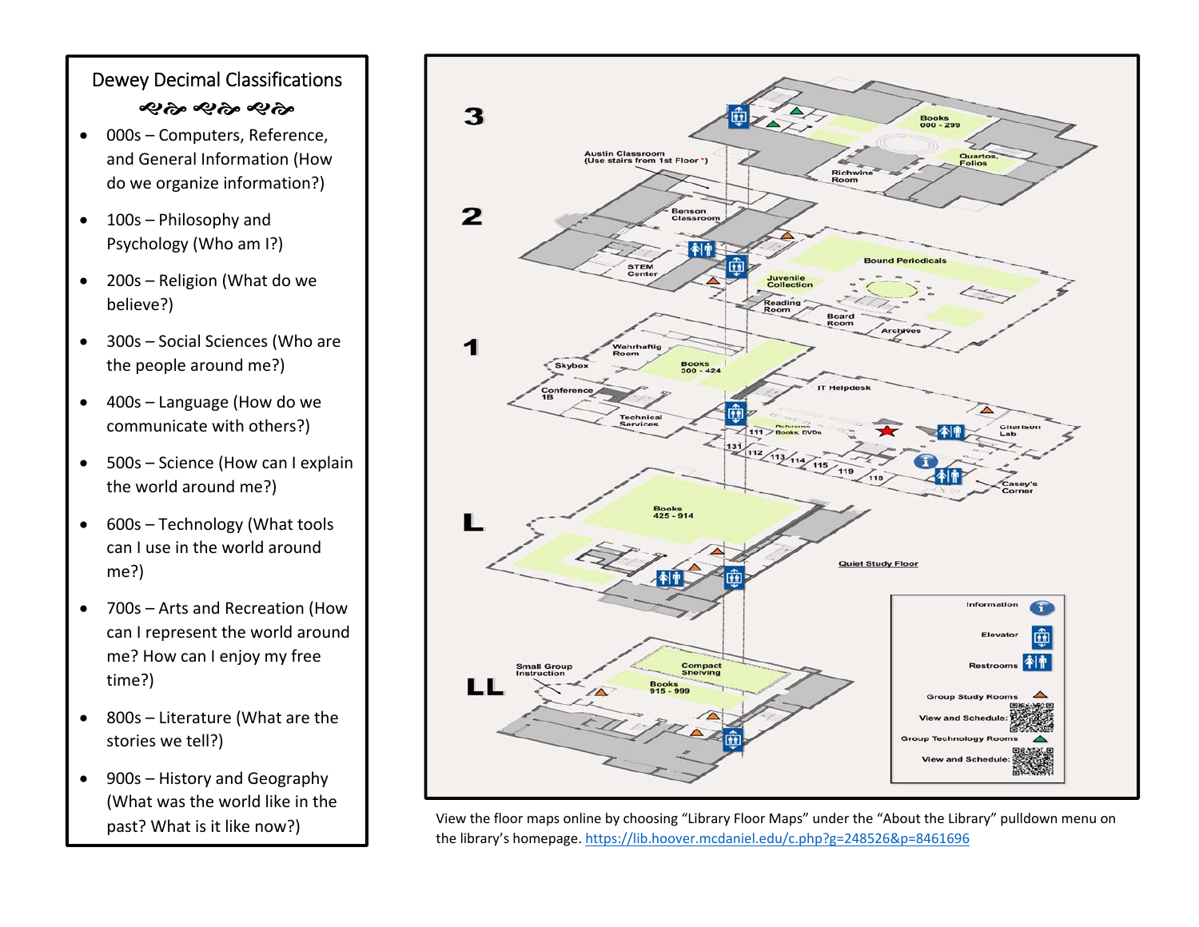## Dewey Decimal Classifications

- 000s – Computers, Reference, and General Information (How do we organize information?)
- 100s – Philosophy and Psychology (Who am I?)
- 200s – Religion (What do we believe?)
- 300s – Social Sciences (Who are the people around me?)
- 400s – Language (How do we communicate with others?)
- 500s – Science (How can I explain the world around me?)
- 600s – Technology (What tools can I use in the world around me?)
- 700s – Arts and Recreation (How can I represent the world around me? How can I enjoy my free time?)
- 800s – Literature (What are the stories we tell?)
- 900s – History and Geography (What was the world like in the past? What is it like now?)

**3**

Books 000 - 299

Quartos, Folios

Richwine Room

Austin Classroom (Use stairs from 1st Floor *)

**2**

Benson Classroom

STEM Center

Juvenile Collection

Reading Room

Bound Periodicals

Board Room

Archives

**1**

Wahrhaftig Room

Skybox

Books 300 - 424

Conference 1B

Technical Services

IT Helpdesk

Reference Books, DVDs

111, 131, 112, 113, 114, 115, 119, 118

Clarkson Lab

Casey's Corner

**L**

Books 425 - 914

Quiet Study Floor

**LL**

Small Group Instruction

Compact Shelving

Books 915 - 999

Information

Elevator

Restrooms

Group Study Rooms

View and Schedule:

Group Technology Rooms

View and Schedule:

View the floor maps online by choosing "Library Floor Maps" under the "About the Library" pulldown menu on the library's homepage. https://lib.hoover.mcdaniel.edu/c.php?g=248526&p=8461696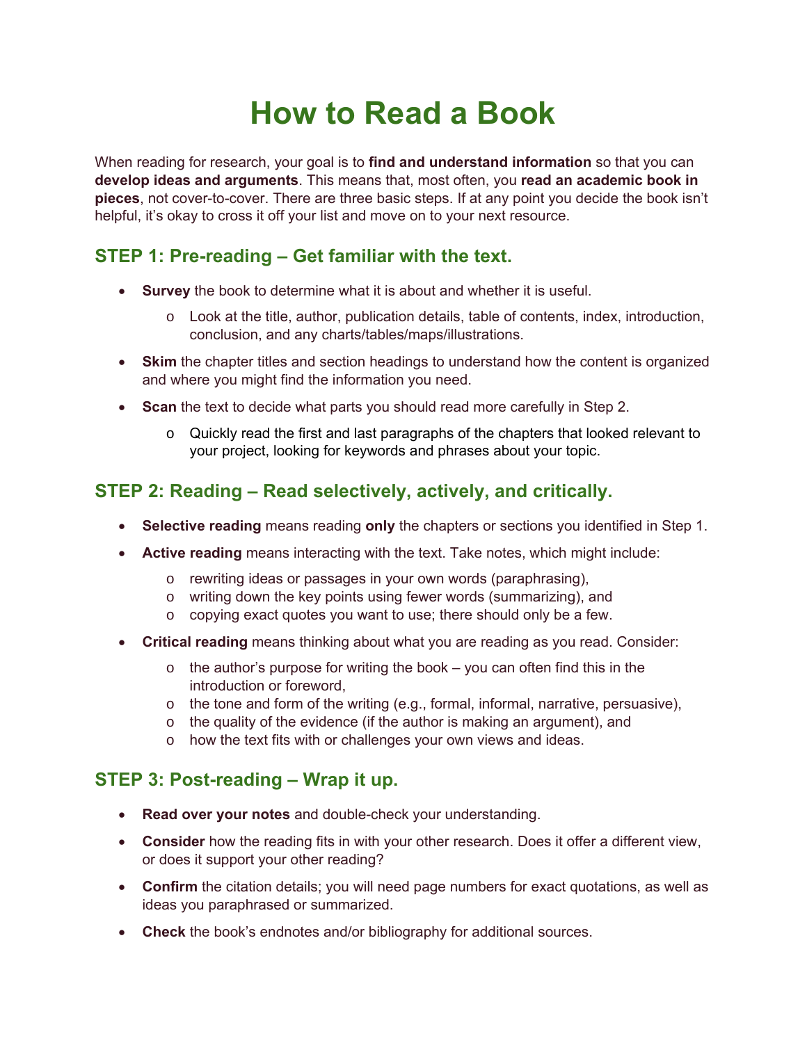# How to Read a Book

When reading for research, your goal is to **find and understand information** so that you can **develop ideas and arguments**. This means that, most often, you **read an academic book in pieces**, not cover-to-cover. There are three basic steps. If at any point you decide the book isn't helpful, it's okay to cross it off your list and move on to your next resource.

## STEP 1: Pre-reading – Get familiar with the text.

- **Survey** the book to determine what it is about and whether it is useful.
  - Look at the title, author, publication details, table of contents, index, introduction, conclusion, and any charts/tables/maps/illustrations.
- **Skim** the chapter titles and section headings to understand how the content is organized and where you might find the information you need.
- **Scan** the text to decide what parts you should read more carefully in Step 2.
  - Quickly read the first and last paragraphs of the chapters that looked relevant to your project, looking for keywords and phrases about your topic.

## STEP 2: Reading – Read selectively, actively, and critically.

- **Selective reading** means reading **only** the chapters or sections you identified in Step 1.
- **Active reading** means interacting with the text. Take notes, which might include:
  - rewriting ideas or passages in your own words (paraphrasing),
  - writing down the key points using fewer words (summarizing), and
  - copying exact quotes you want to use; there should only be a few.
- **Critical reading** means thinking about what you are reading as you read. Consider:
  - the author's purpose for writing the book – you can often find this in the introduction or foreword,
  - the tone and form of the writing (e.g., formal, informal, narrative, persuasive),
  - the quality of the evidence (if the author is making an argument), and
  - how the text fits with or challenges your own views and ideas.

## STEP 3: Post-reading – Wrap it up.

- **Read over your notes** and double-check your understanding.
- **Consider** how the reading fits in with your other research. Does it offer a different view, or does it support your other reading?
- **Confirm** the citation details; you will need page numbers for exact quotations, as well as ideas you paraphrased or summarized.
- **Check** the book's endnotes and/or bibliography for additional sources.